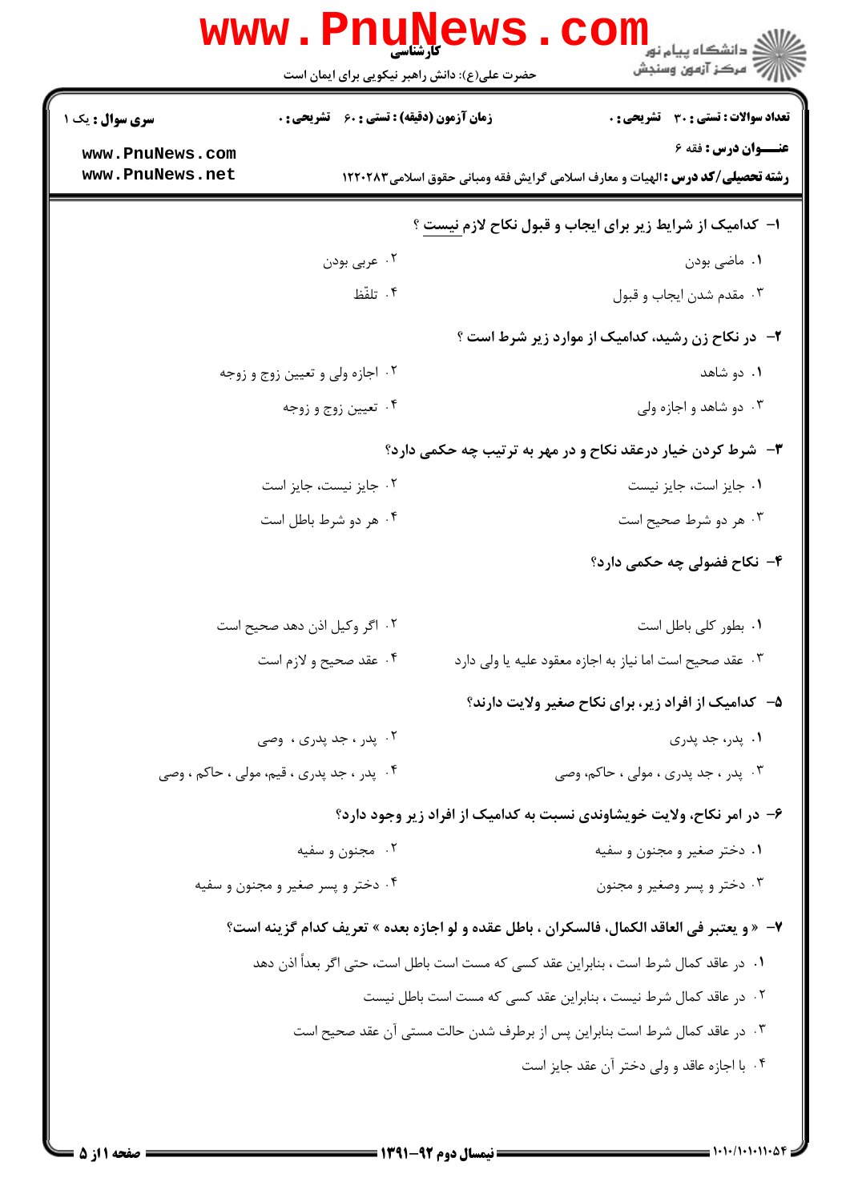**کارشناسی**

حضرت علی(ع): دانش راهبر نیکویی برای ایمان است

**سری سوال :** یک ۱

**زمان آزمون (دقیقه) : تستی :** ۶۰ **تشریحی :** ۰

**تعداد سوالات : تستی :** ۳۰ **تشریحی :** ۰

**عنـــوان درس :** فقه ۶

**رشته تحصیلی/کد درس :** الهیات و معارف اسلامی گرایش فقه ومبانی حقوق اسلامی۱۲۲۰۲۸۳

۱- کدامیک از شرایط زیر برای ایجاب و قبول نکاح لازم نیست ؟

۱. ماضی بودن

۲. عربی بودن

۳. مقدم شدن ایجاب و قبول

۴. تلفّظ

۲- در نکاح زن رشید، کدامیک از موارد زیر شرط است ؟

۱. دو شاهد

۲. اجازه ولی و تعیین زوج و زوجه

۳. دو شاهد و اجازه ولی

۴. تعیین زوج و زوجه

۳- شرط کردن خیار درعقد نکاح و در مهر به ترتیب چه حکمی دارد؟

۱. جایز است، جایز نیست

۲. جایز نیست، جایز است

۳. هر دو شرط صحیح است

۴. هر دو شرط باطل است

۴- نکاح فضولی چه حکمی دارد؟

۱. بطور کلی باطل است

۲. اگر وکیل اذن دهد صحیح است

۳. عقد صحیح است اما نیاز به اجازه معقود علیه یا ولی دارد

۴. عقد صحیح و لازم است

۵- کدامیک از افراد زیر، برای نکاح صغیر ولایت دارند؟

۱. پدر، جد پدری

۲. پدر ، جد پدری ، وصی

۳. پدر ، جد پدری ، مولی ، حاکم، وصی

۴. پدر ، جد پدری ، قیم، مولی ، حاکم ، وصی

۶- در امر نکاح، ولایت خویشاوندی نسبت به کدامیک از افراد زیر وجود دارد؟

۱. دختر صغیر و مجنون و سفیه

۲. مجنون و سفیه

۳. دختر و پسر وصغیر و مجنون

۴. دختر و پسر صغیر و مجنون و سفیه

۷- « و یعتبر فی العاقد الکمال، فالسکران ، باطل عقده و لو اجازه بعده » تعریف کدام گزینه است؟

۱. در عاقد کمال شرط است ، بنابراین عقد کسی که مست است باطل است، حتی اگر بعداً اذن دهد

۲. در عاقد کمال شرط نیست ، بنابراین عقد کسی که مست است باطل نیست

۳. در عاقد کمال شرط است بنابراین پس از برطرف شدن حالت مستی آن عقد صحیح است

۴. با اجازه عاقد و ولی دختر آن عقد جایز است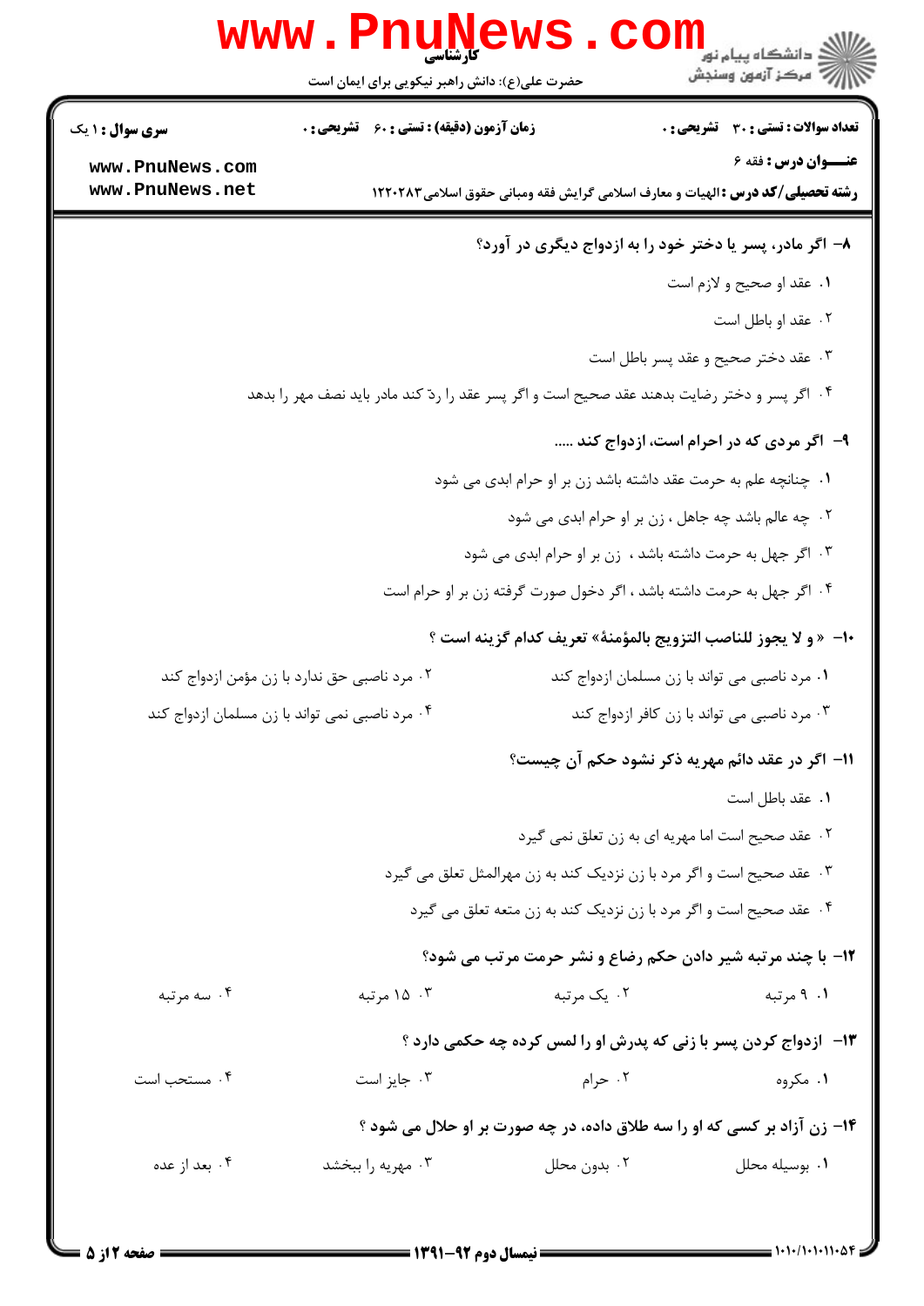۸- اگر مادر، پسر یا دختر خود را به ازدواج دیگری در آورد؟

۱. عقد او صحیح و لازم است

۲. عقد او باطل است

۳. عقد دختر صحیح و عقد پسر باطل است

۴. اگر پسر و دختر رضایت بدهند عقد صحیح است و اگر پسر عقد را ردّ کند مادر باید نصف مهر را بدهد

۹- اگر مردی که در احرام است، ازدواج کند .....

۱. چنانچه علم به حرمت عقد داشته باشد زن بر او حرام ابدی می شود

۲. چه عالم باشد چه جاهل ، زن بر او حرام ابدی می شود

۳. اگر جهل به حرمت داشته باشد ، زن بر او حرام ابدی می شود

۴. اگر جهل به حرمت داشته باشد ، اگر دخول صورت گرفته زن بر او حرام است

۱۰- «و لا یجوز للناصب التزویج بالمؤمنة» تعریف کدام گزینه است ؟

۱. مرد ناصبی می تواند با زن مسلمان ازدواج کند

۲. مرد ناصبی حق ندارد با زن مؤمن ازدواج کند

۳. مرد ناصبی می تواند با زن کافر ازدواج کند

۴. مرد ناصبی نمی تواند با زن مسلمان ازدواج کند

۱۱- اگر در عقد دائم مهریه ذکر نشود حکم آن چیست؟

۱. عقد باطل است

۲. عقد صحیح است اما مهریه ای به زن تعلق نمی گیرد

۳. عقد صحیح است و اگر مرد با زن نزدیک کند به زن مهرالمثل تعلق می گیرد

۴. عقد صحیح است و اگر مرد با زن نزدیک کند به زن متعه تعلق می گیرد

۱۲- با چند مرتبه شیر دادن حکم رضاع و نشر حرمت مرتب می شود؟

۱. ۹ مرتبه

۲. یک مرتبه

۳. ۱۵ مرتبه

۴. سه مرتبه

۱۳- ازدواج کردن پسر با زنی که پدرش او را لمس کرده چه حکمی دارد ؟

۱. مکروه

۲. حرام

۳. جایز است

۴. مستحب است

۱۴- زن آزاد بر کسی که او را سه طلاق داده، در چه صورت بر او حلال می شود ؟

۱. بوسیله محلل

۲. بدون محلل

۳. مهریه را ببخشد

۴. بعد از عده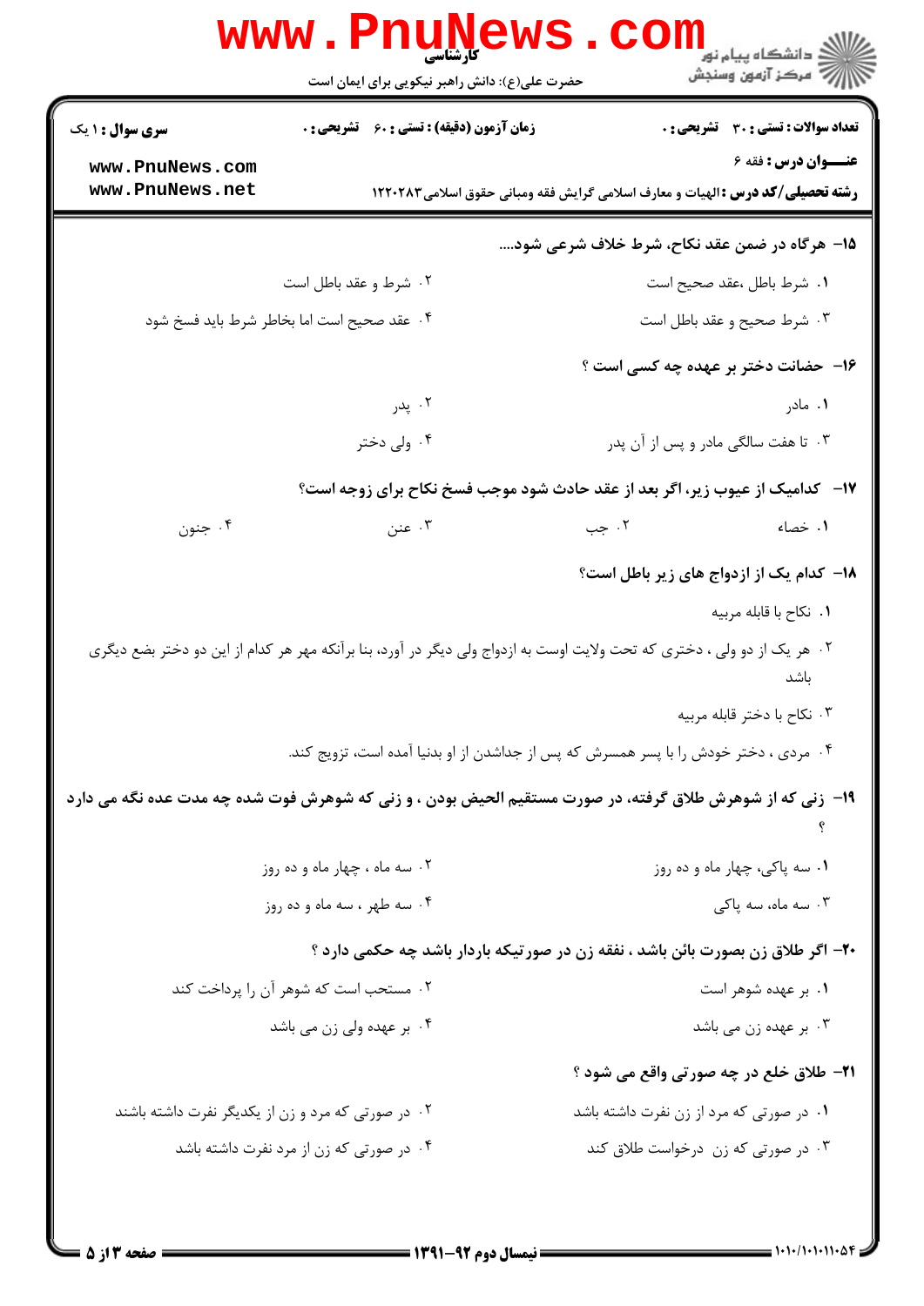**۱۵- هرگاه در ضمن عقد نکاح، شرط خلاف شرعی شود....**

۱. شرط باطل ،عقد صحیح است

۲. شرط و عقد باطل است

۳. شرط صحیح و عقد باطل است

۴. عقد صحیح است اما بخاطر شرط باید فسخ شود

**۱۶- حضانت دختر بر عهده چه کسی است ؟**

۱. مادر

۲. پدر

۳. تا هفت سالگی مادر و پس از آن پدر

۴. ولی دختر

**۱۷- کدامیک از عیوب زیر، اگر بعد از عقد حادث شود موجب فسخ نکاح برای زوجه است؟**

۱. خصاء

۲. جب

۳. عنن

۴. جنون

**۱۸- کدام یک از ازدواج های زیر باطل است؟**

۱. نکاح با قابله مربیه

۲. هر یک از دو ولی ، دختری که تحت ولایت اوست به ازدواج ولی دیگر در آورد، بنا برآنکه مهر هر کدام از این دو دختر بضع دیگری باشد

۳. نکاح با دختر قابله مربیه

۴. مردی ، دختر خودش را با پسر همسرش که پس از جداشدن از او بدنیا آمده است، تزویج کند.

**۱۹- زنی که از شوهرش طلاق گرفته، در صورت مستقیم الحیض بودن ، و زنی که شوهرش فوت شده چه مدت عده نگه می دارد ؟**

۱. سه پاکی، چهار ماه و ده روز

۲. سه ماه ، چهار ماه و ده روز

۳. سه ماه، سه پاکی

۴. سه طهر ، سه ماه و ده روز

**۲۰- اگر طلاق زن بصورت بائن باشد ، نفقه زن در صورتیکه باردار باشد چه حکمی دارد ؟**

۱. بر عهده شوهر است

۲. مستحب است که شوهر آن را پرداخت کند

۳. بر عهده زن می باشد

۴. بر عهده ولی زن می باشد

**۲۱- طلاق خلع در چه صورتی واقع می شود ؟**

۱. در صورتی که مرد از زن نفرت داشته باشد

۲. در صورتی که مرد و زن از یکدیگر نفرت داشته باشند

۳. در صورتی که زن درخواست طلاق کند

۴. در صورتی که زن از مرد نفرت داشته باشد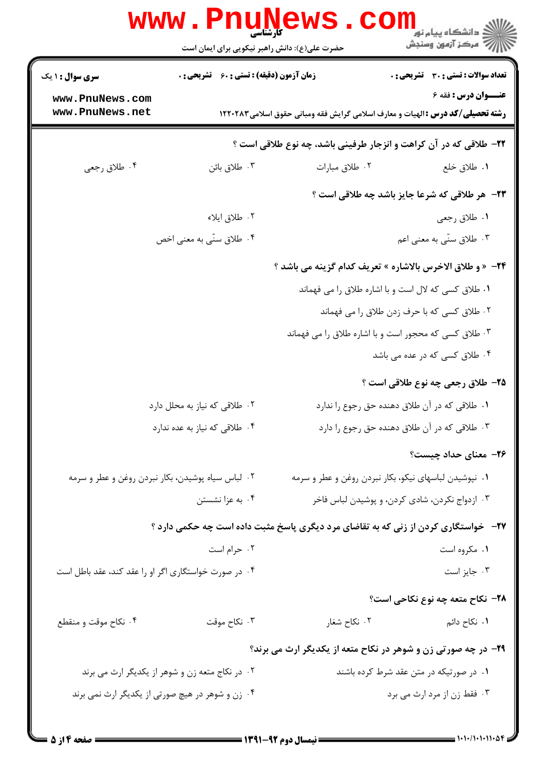۲۲- طلاقی که در آن کراهت و انزجار طرفینی باشد، چه نوع طلاقی است ؟

۱. طلاق خلع
۲. طلاق مبارات
۳. طلاق بائن
۴. طلاق رجعی

۲۳- هر طلاقی که شرعا جایز باشد چه طلاقی است ؟

۱. طلاق رجعی
۲. طلاق ایلاء
۳. طلاق سنّی به معنی اعم
۴. طلاق سنّی به معنی اخص

۲۴- « و طلاق الاخرس بالاشاره » تعریف کدام گزینه می باشد ؟

۱. طلاق کسی که لال است و با اشاره طلاق را می فهماند
۲. طلاق کسی که با حرف زدن طلاق را می فهماند
۳. طلاق کسی که محجور است و با اشاره طلاق را می فهماند
۴. طلاق کسی که در عده می باشد

۲۵- طلاق رجعی چه نوع طلاقی است ؟

۱. طلاقی که در آن طلاق دهنده حق رجوع را ندارد
۲. طلاقی که نیاز به محلل دارد
۳. طلاقی که در آن طلاق دهنده حق رجوع را دارد
۴. طلاقی که نیاز به عده ندارد

۲۶- معنای حداد چیست؟

۱. نپوشیدن لباسهای نیکو، بکار نبردن روغن و عطر و سرمه
۲. لباس سیاه پوشیدن، بکار نبردن روغن و عطر و سرمه
۳. ازدواج نکردن، شادی کردن، و پوشیدن لباس فاخر
۴. به عزا نشستن

۲۷- خواستگاری کردن از زنی که به تقاضای مرد دیگری پاسخ مثبت داده است چه حکمی دارد ؟

۱. مکروه است
۲. حرام است
۳. جایز است
۴. در صورت خواستگاری اگر او را عقد کند، عقد باطل است

۲۸- نکاح متعه چه نوع نکاحی است؟

۱. نکاح دائم
۲. نکاح شغار
۳. نکاح موقت
۴. نکاح موقت و منقطع

۲۹- در چه صورتی زن و شوهر در نکاح متعه از یکدیگر ارث می برند؟

۱. در صورتیکه در متن عقد شرط کرده باشند
۲. در نکاج متعه زن و شوهر از یکدیگر ارث می برند
۳. فقط زن از مرد ارث می برد
۴. زن و شوهر در هیچ صورتی از یکدیگر ارث نمی برند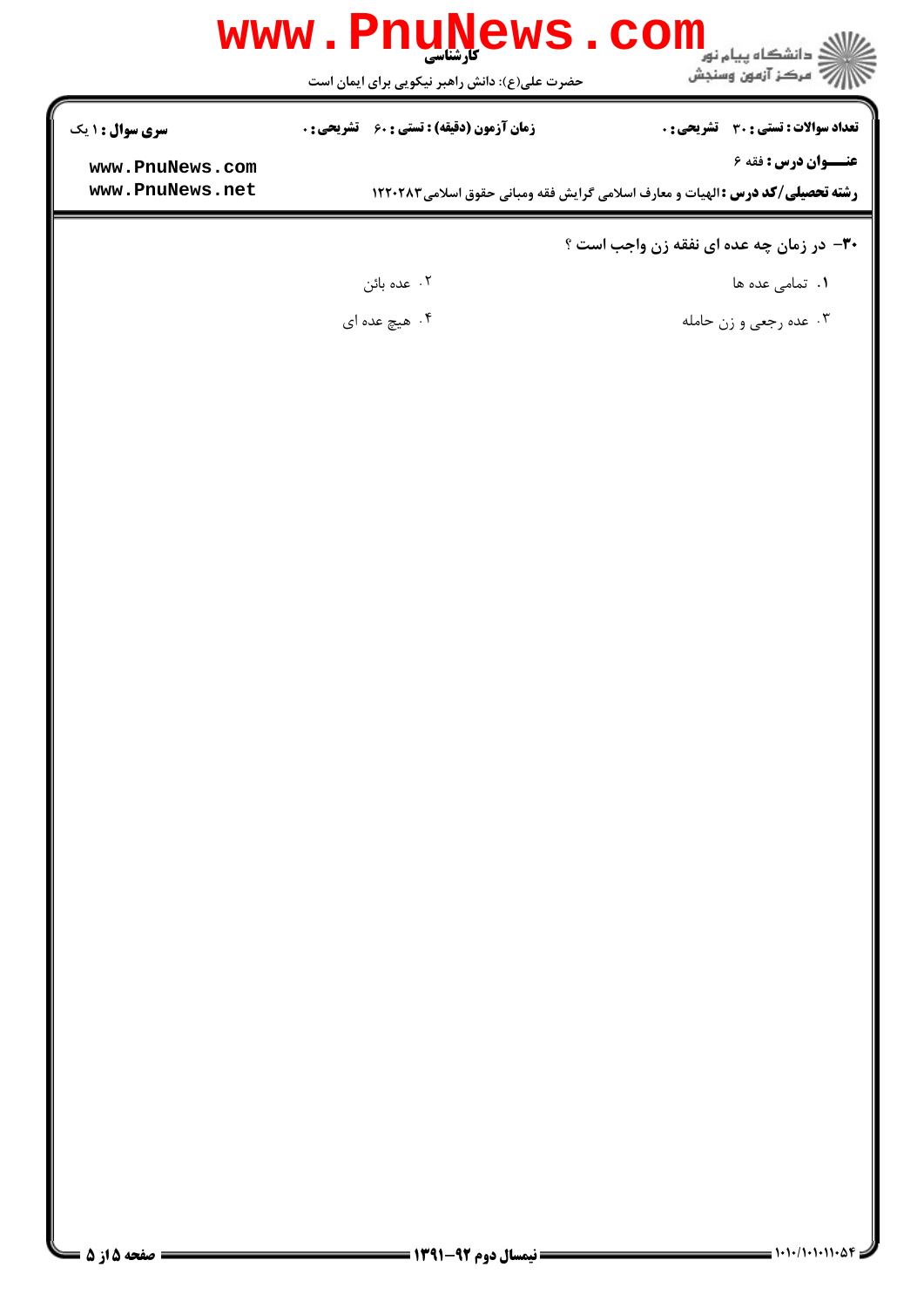۳۰- در زمان چه عده ای نفقه زن واجب است ؟

۱. تمامی عده ها

۲. عده بائن

۳. عده رجعی و زن حامله

۴. هیچ عده ای